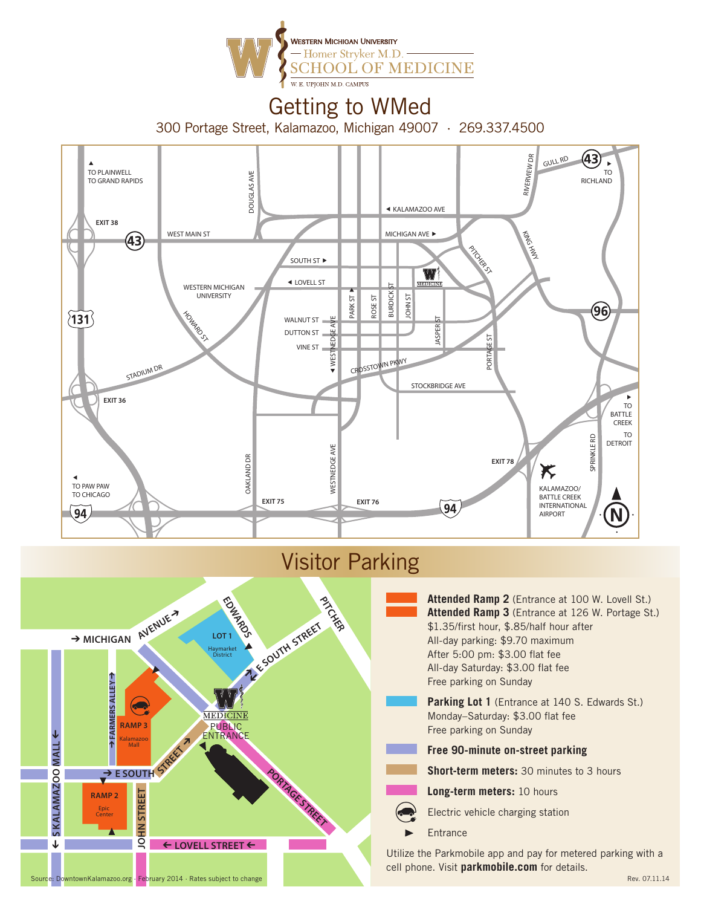Western Michigan University
Homer Stryker M.D.
SCHOOL OF MEDICINE
W. E. UPJOHN M.D. CAMPUS

# Getting to WMed

300 Portage Street, Kalamazoo, Michigan 49007 · 269.337.4500

## Visitor Parking

**Attended Ramp 2** (Entrance at 100 W. Lovell St.)
**Attended Ramp 3** (Entrance at 126 W. Portage St.)
$1.35/first hour, $.85/half hour after
All-day parking: $9.70 maximum
After 5:00 pm: $3.00 flat fee
All-day Saturday: $3.00 flat fee
Free parking on Sunday

**Parking Lot 1** (Entrance at 140 S. Edwards St.)
Monday–Saturday: $3.00 flat fee
Free parking on Sunday

**Free 90-minute on-street parking**

**Short-term meters:** 30 minutes to 3 hours

**Long-term meters:** 10 hours

Electric vehicle charging station

Entrance

Utilize the Parkmobile app and pay for metered parking with a cell phone. Visit **parkmobile.com** for details.

Source: DowntownKalamazoo.org · February 2014 · Rates subject to change

Rev. 07.11.14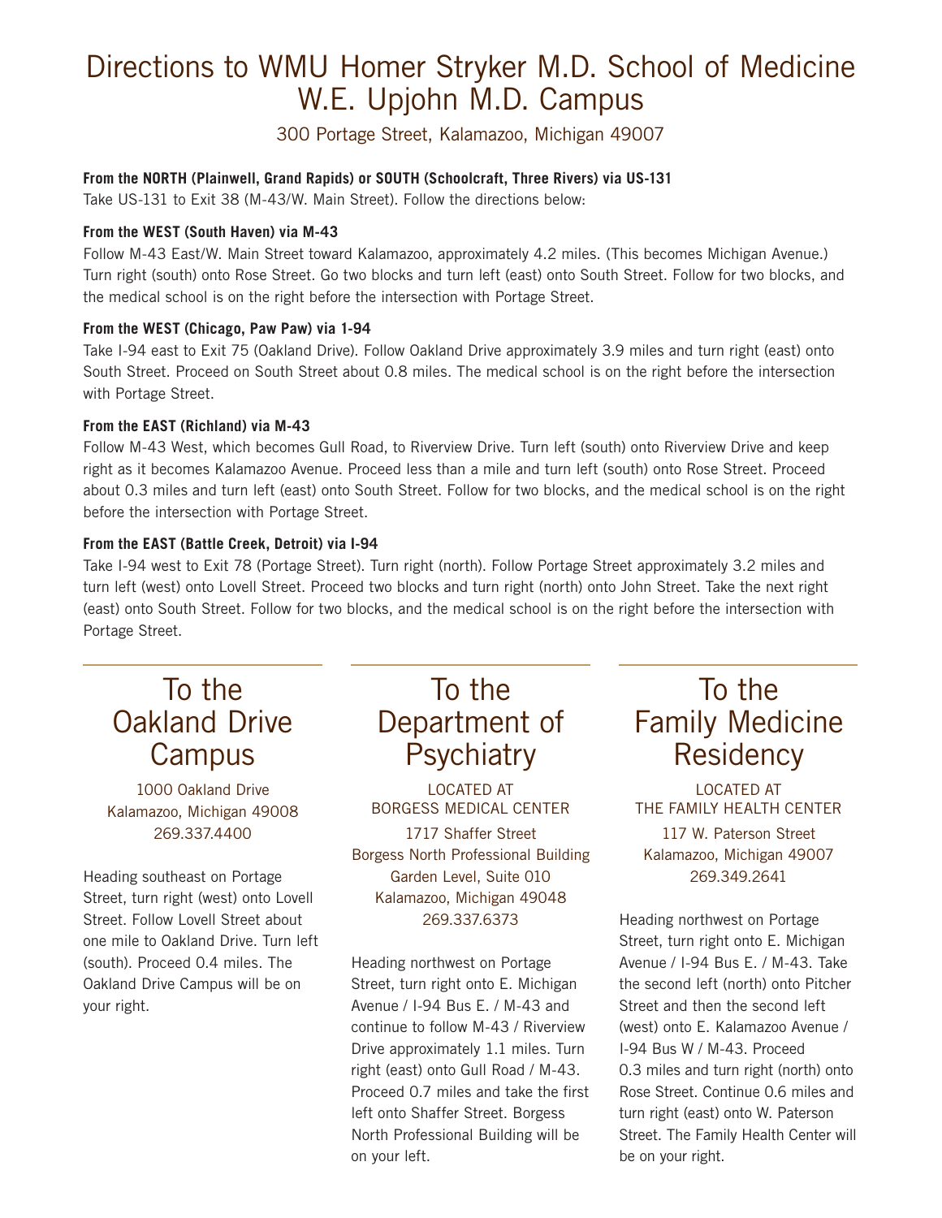# Directions to WMU Homer Stryker M.D. School of Medicine W.E. Upjohn M.D. Campus

300 Portage Street, Kalamazoo, Michigan 49007

**From the NORTH (Plainwell, Grand Rapids) or SOUTH (Schoolcraft, Three Rivers) via US-131**

Take US-131 to Exit 38 (M-43/W. Main Street). Follow the directions below:

**From the WEST (South Haven) via M-43**

Follow M-43 East/W. Main Street toward Kalamazoo, approximately 4.2 miles. (This becomes Michigan Avenue.) Turn right (south) onto Rose Street. Go two blocks and turn left (east) onto South Street. Follow for two blocks, and the medical school is on the right before the intersection with Portage Street.

**From the WEST (Chicago, Paw Paw) via 1-94**

Take I-94 east to Exit 75 (Oakland Drive). Follow Oakland Drive approximately 3.9 miles and turn right (east) onto South Street. Proceed on South Street about 0.8 miles. The medical school is on the right before the intersection with Portage Street.

**From the EAST (Richland) via M-43**

Follow M-43 West, which becomes Gull Road, to Riverview Drive. Turn left (south) onto Riverview Drive and keep right as it becomes Kalamazoo Avenue. Proceed less than a mile and turn left (south) onto Rose Street. Proceed about 0.3 miles and turn left (east) onto South Street. Follow for two blocks, and the medical school is on the right before the intersection with Portage Street.

**From the EAST (Battle Creek, Detroit) via I-94**

Take I-94 west to Exit 78 (Portage Street). Turn right (north). Follow Portage Street approximately 3.2 miles and turn left (west) onto Lovell Street. Proceed two blocks and turn right (north) onto John Street. Take the next right (east) onto South Street. Follow for two blocks, and the medical school is on the right before the intersection with Portage Street.

## To the Oakland Drive Campus

1000 Oakland Drive
Kalamazoo, Michigan 49008
269.337.4400

Heading southeast on Portage Street, turn right (west) onto Lovell Street. Follow Lovell Street about one mile to Oakland Drive. Turn left (south). Proceed 0.4 miles. The Oakland Drive Campus will be on your right.

## To the Department of Psychiatry

LOCATED AT
BORGESS MEDICAL CENTER
1717 Shaffer Street
Borgess North Professional Building
Garden Level, Suite 010
Kalamazoo, Michigan 49048
269.337.6373

Heading northwest on Portage Street, turn right onto E. Michigan Avenue / I-94 Bus E. / M-43 and continue to follow M-43 / Riverview Drive approximately 1.1 miles. Turn right (east) onto Gull Road / M-43. Proceed 0.7 miles and take the first left onto Shaffer Street. Borgess North Professional Building will be on your left.

## To the Family Medicine Residency

LOCATED AT
THE FAMILY HEALTH CENTER
117 W. Paterson Street
Kalamazoo, Michigan 49007
269.349.2641

Heading northwest on Portage Street, turn right onto E. Michigan Avenue / I-94 Bus E. / M-43. Take the second left (north) onto Pitcher Street and then the second left (west) onto E. Kalamazoo Avenue / I-94 Bus W / M-43. Proceed 0.3 miles and turn right (north) onto Rose Street. Continue 0.6 miles and turn right (east) onto W. Paterson Street. The Family Health Center will be on your right.